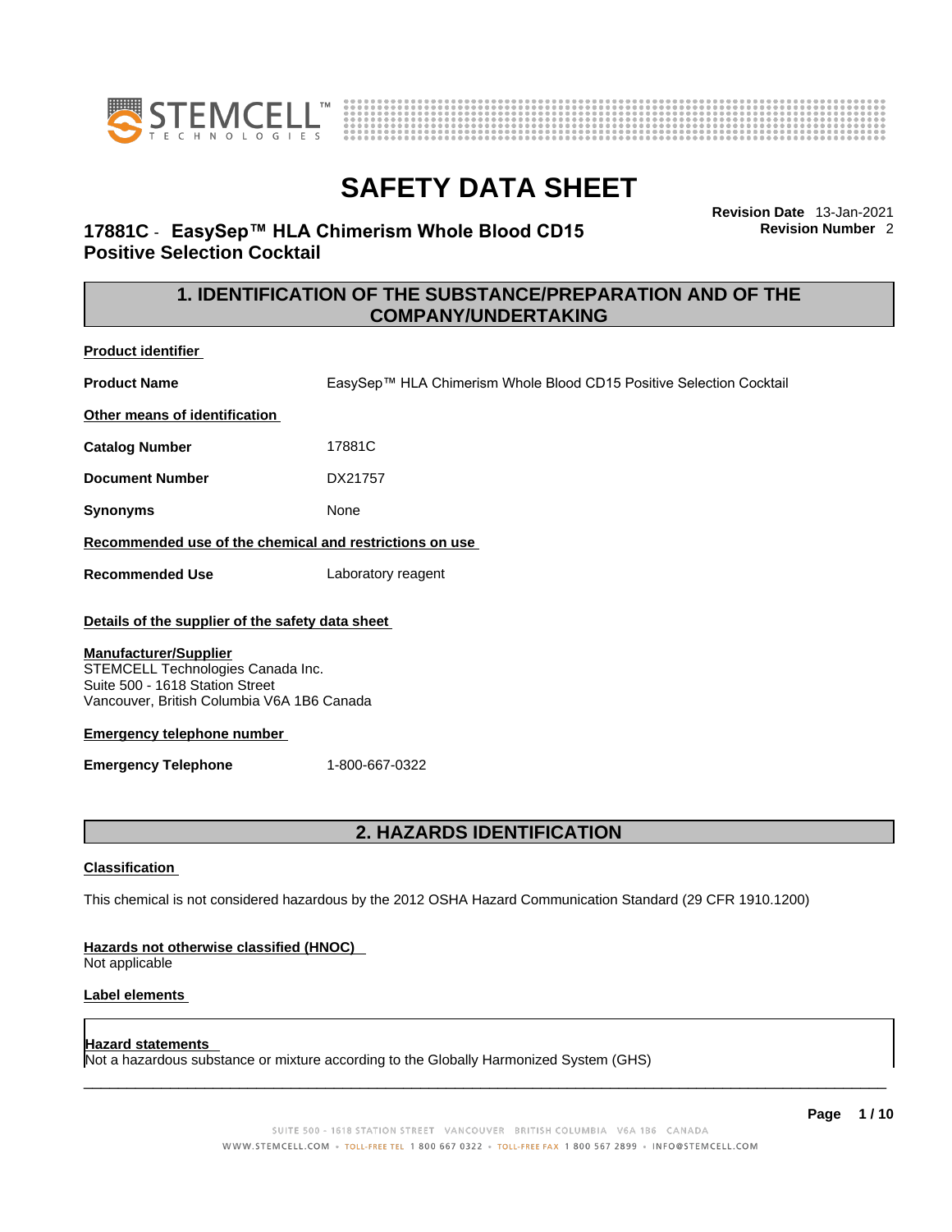# SAFETY DATA SHEET

**17881C - EasySep™ HLA Chimerism Whole Blood CD15 Positive Selection Cocktail**

**Revision Date** 13-Jan-2021
**Revision Number** 2

## 1. IDENTIFICATION OF THE SUBSTANCE/PREPARATION AND OF THE COMPANY/UNDERTAKING

**Product identifier**

**Product Name** EasySep™ HLA Chimerism Whole Blood CD15 Positive Selection Cocktail

**Other means of identification**

**Catalog Number** 17881C

**Document Number** DX21757

**Synonyms** None

**Recommended use of the chemical and restrictions on use**

**Recommended Use** Laboratory reagent

**Details of the supplier of the safety data sheet**

**Manufacturer/Supplier**
STEMCELL Technologies Canada Inc.
Suite 500 - 1618 Station Street
Vancouver, British Columbia V6A 1B6 Canada

**Emergency telephone number**

**Emergency Telephone** 1-800-667-0322

## 2. HAZARDS IDENTIFICATION

**Classification**

This chemical is not considered hazardous by the 2012 OSHA Hazard Communication Standard (29 CFR 1910.1200)

**Hazards not otherwise classified (HNOC)**
Not applicable

**Label elements**

**Hazard statements**
Not a hazardous substance or mixture according to the Globally Harmonized System (GHS)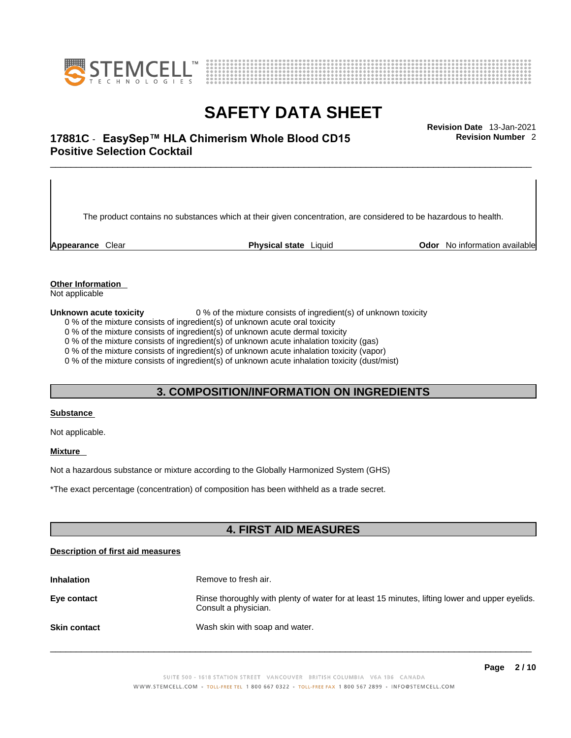The product contains no substances which at their given concentration, are considered to be hazardous to health.

| **Appearance** Clear | **Physical state** Liquid | **Odor** No information available |
| --- | --- | --- |

**Other Information**
Not applicable

**Unknown acute toxicity** 0 % of the mixture consists of ingredient(s) of unknown toxicity
0 % of the mixture consists of ingredient(s) of unknown acute oral toxicity
0 % of the mixture consists of ingredient(s) of unknown acute dermal toxicity
0 % of the mixture consists of ingredient(s) of unknown acute inhalation toxicity (gas)
0 % of the mixture consists of ingredient(s) of unknown acute inhalation toxicity (vapor)
0 % of the mixture consists of ingredient(s) of unknown acute inhalation toxicity (dust/mist)

## 3. COMPOSITION/INFORMATION ON INGREDIENTS

**Substance**

Not applicable.

**Mixture**

Not a hazardous substance or mixture according to the Globally Harmonized System (GHS)

*The exact percentage (concentration) of composition has been withheld as a trade secret.

## 4. FIRST AID MEASURES

**Description of first aid measures**

| | |
| --- | --- |
| **Inhalation** | Remove to fresh air. |
| **Eye contact** | Rinse thoroughly with plenty of water for at least 15 minutes, lifting lower and upper eyelids. Consult a physician. |
| **Skin contact** | Wash skin with soap and water. |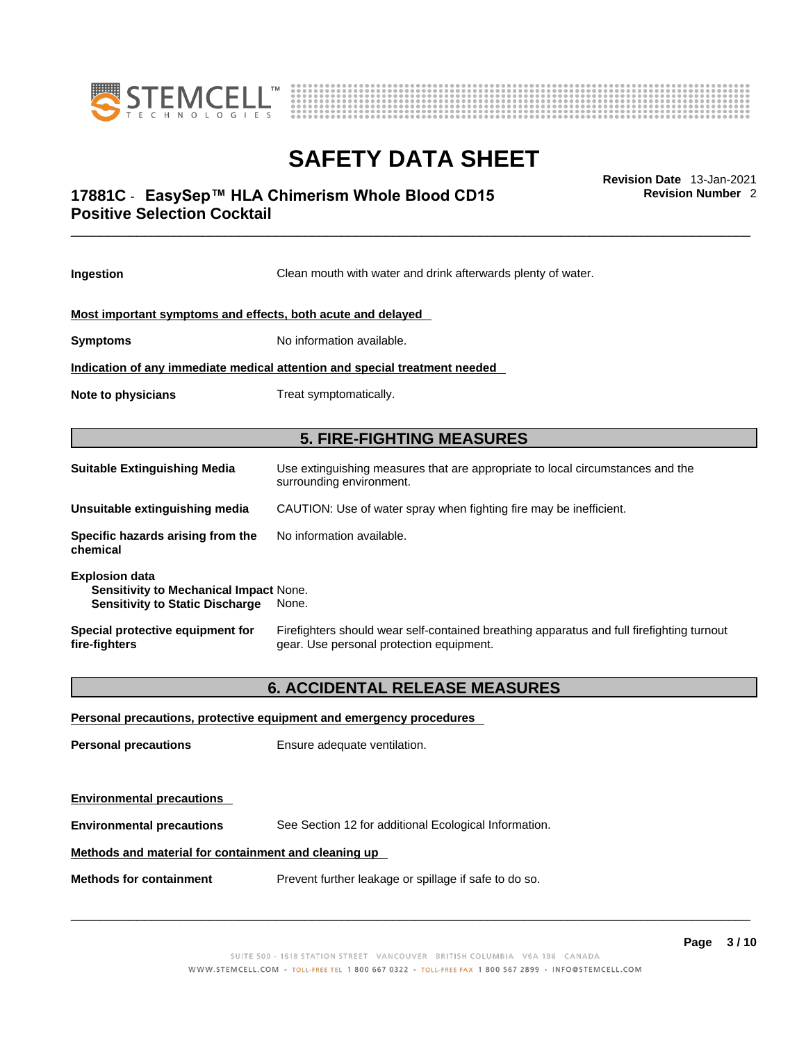**Ingestion** Clean mouth with water and drink afterwards plenty of water.

**Most important symptoms and effects, both acute and delayed**

**Symptoms** No information available.

**Indication of any immediate medical attention and special treatment needed**

**Note to physicians** Treat symptomatically.

## 5. FIRE-FIGHTING MEASURES

**Suitable Extinguishing Media** Use extinguishing measures that are appropriate to local circumstances and the surrounding environment.

**Unsuitable extinguishing media** CAUTION: Use of water spray when fighting fire may be inefficient.

**Specific hazards arising from the chemical** No information available.

**Explosion data**
**Sensitivity to Mechanical Impact** None.
**Sensitivity to Static Discharge** None.

**Special protective equipment for fire-fighters** Firefighters should wear self-contained breathing apparatus and full firefighting turnout gear. Use personal protection equipment.

## 6. ACCIDENTAL RELEASE MEASURES

**Personal precautions, protective equipment and emergency procedures**

**Personal precautions** Ensure adequate ventilation.

**Environmental precautions**

**Environmental precautions** See Section 12 for additional Ecological Information.

**Methods and material for containment and cleaning up**

**Methods for containment** Prevent further leakage or spillage if safe to do so.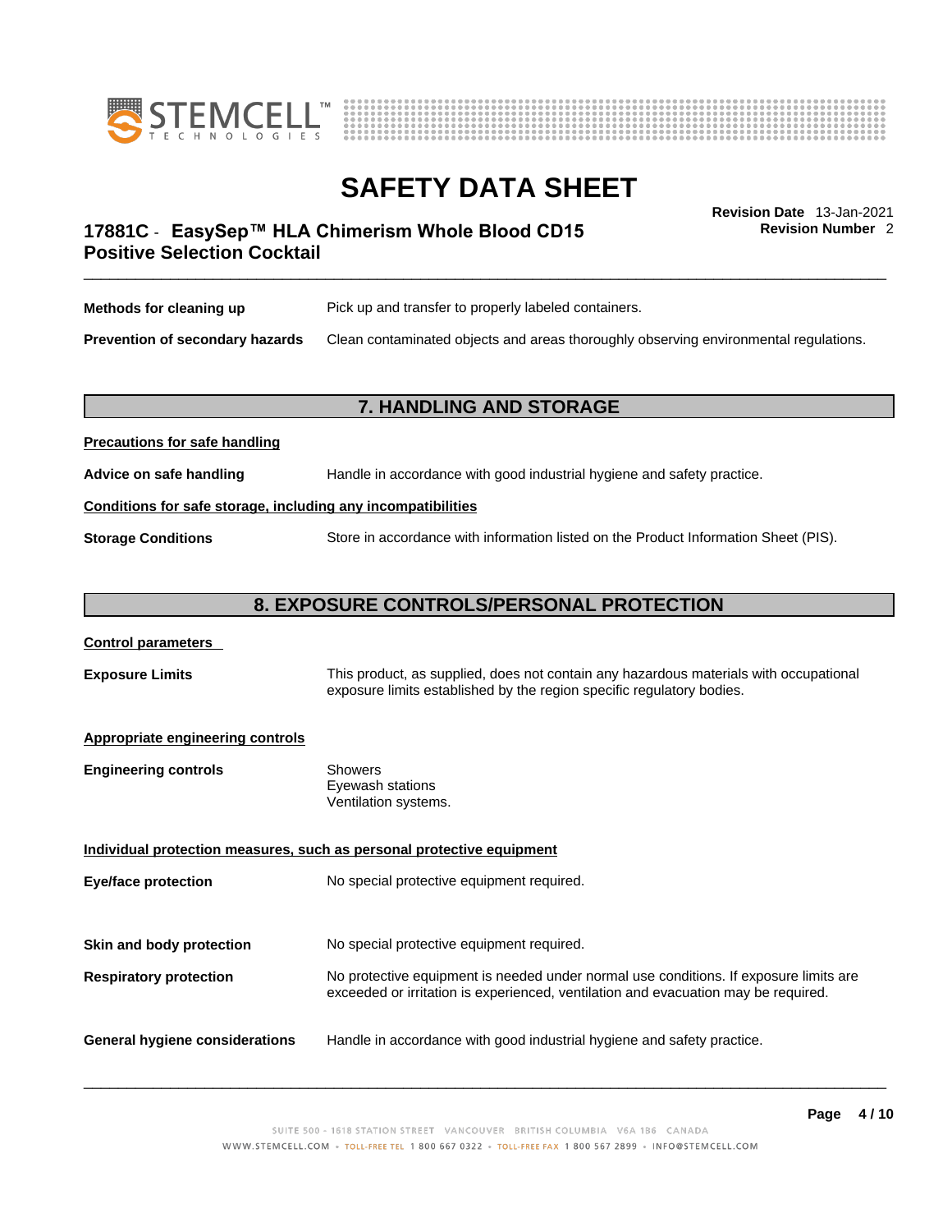**Methods for cleaning up** Pick up and transfer to properly labeled containers.

**Prevention of secondary hazards** Clean contaminated objects and areas thoroughly observing environmental regulations.

## 7. HANDLING AND STORAGE

**Precautions for safe handling**

**Advice on safe handling** Handle in accordance with good industrial hygiene and safety practice.

**Conditions for safe storage, including any incompatibilities**

**Storage Conditions** Store in accordance with information listed on the Product Information Sheet (PIS).

## 8. EXPOSURE CONTROLS/PERSONAL PROTECTION

**Control parameters**

**Exposure Limits** This product, as supplied, does not contain any hazardous materials with occupational exposure limits established by the region specific regulatory bodies.

**Appropriate engineering controls**

**Engineering controls** Showers
Eyewash stations
Ventilation systems.

**Individual protection measures, such as personal protective equipment**

**Eye/face protection** No special protective equipment required.

**Skin and body protection** No special protective equipment required.

**Respiratory protection** No protective equipment is needed under normal use conditions. If exposure limits are exceeded or irritation is experienced, ventilation and evacuation may be required.

**General hygiene considerations** Handle in accordance with good industrial hygiene and safety practice.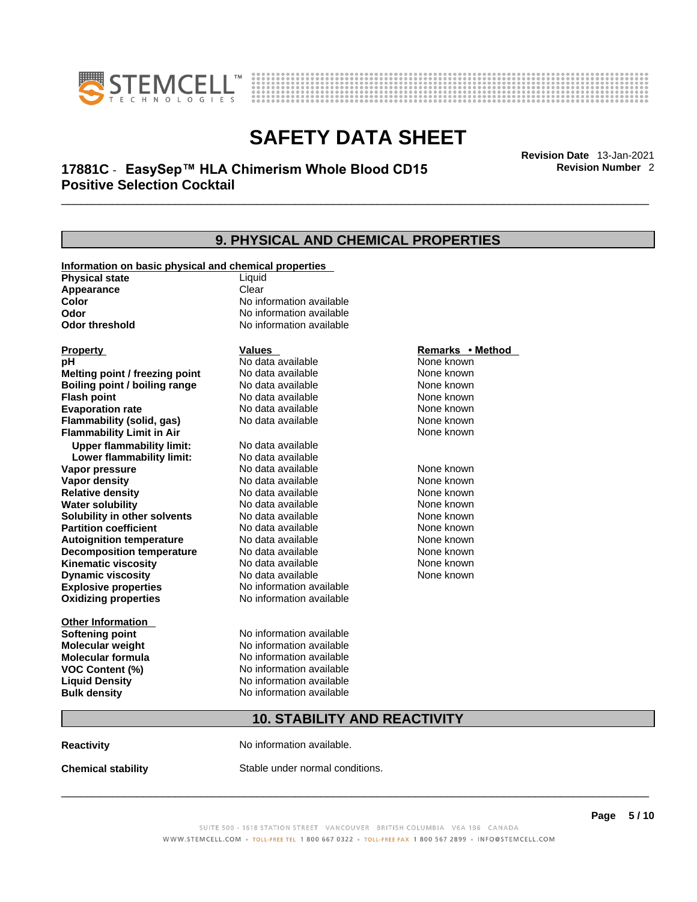## 9. PHYSICAL AND CHEMICAL PROPERTIES

**Information on basic physical and chemical properties**

| | |
|---|---|
| **Physical state** | Liquid |
| **Appearance** | Clear |
| **Color** | No information available |
| **Odor** | No information available |
| **Odor threshold** | No information available |

| **Property** | **Values** | **Remarks • Method** |
|---|---|---|
| **pH** | No data available | None known |
| **Melting point / freezing point** | No data available | None known |
| **Boiling point / boiling range** | No data available | None known |
| **Flash point** | No data available | None known |
| **Evaporation rate** | No data available | None known |
| **Flammability (solid, gas)** | No data available | None known |
| **Flammability Limit in Air** | | None known |
| **Upper flammability limit:** | No data available | |
| **Lower flammability limit:** | No data available | |
| **Vapor pressure** | No data available | None known |
| **Vapor density** | No data available | None known |
| **Relative density** | No data available | None known |
| **Water solubility** | No data available | None known |
| **Solubility in other solvents** | No data available | None known |
| **Partition coefficient** | No data available | None known |
| **Autoignition temperature** | No data available | None known |
| **Decomposition temperature** | No data available | None known |
| **Kinematic viscosity** | No data available | None known |
| **Dynamic viscosity** | No data available | None known |
| **Explosive properties** | No information available | |
| **Oxidizing properties** | No information available | |

**Other Information**

| | |
|---|---|
| **Softening point** | No information available |
| **Molecular weight** | No information available |
| **Molecular formula** | No information available |
| **VOC Content (%)** | No information available |
| **Liquid Density** | No information available |
| **Bulk density** | No information available |

## 10. STABILITY AND REACTIVITY

**Reactivity** No information available.

**Chemical stability** Stable under normal conditions.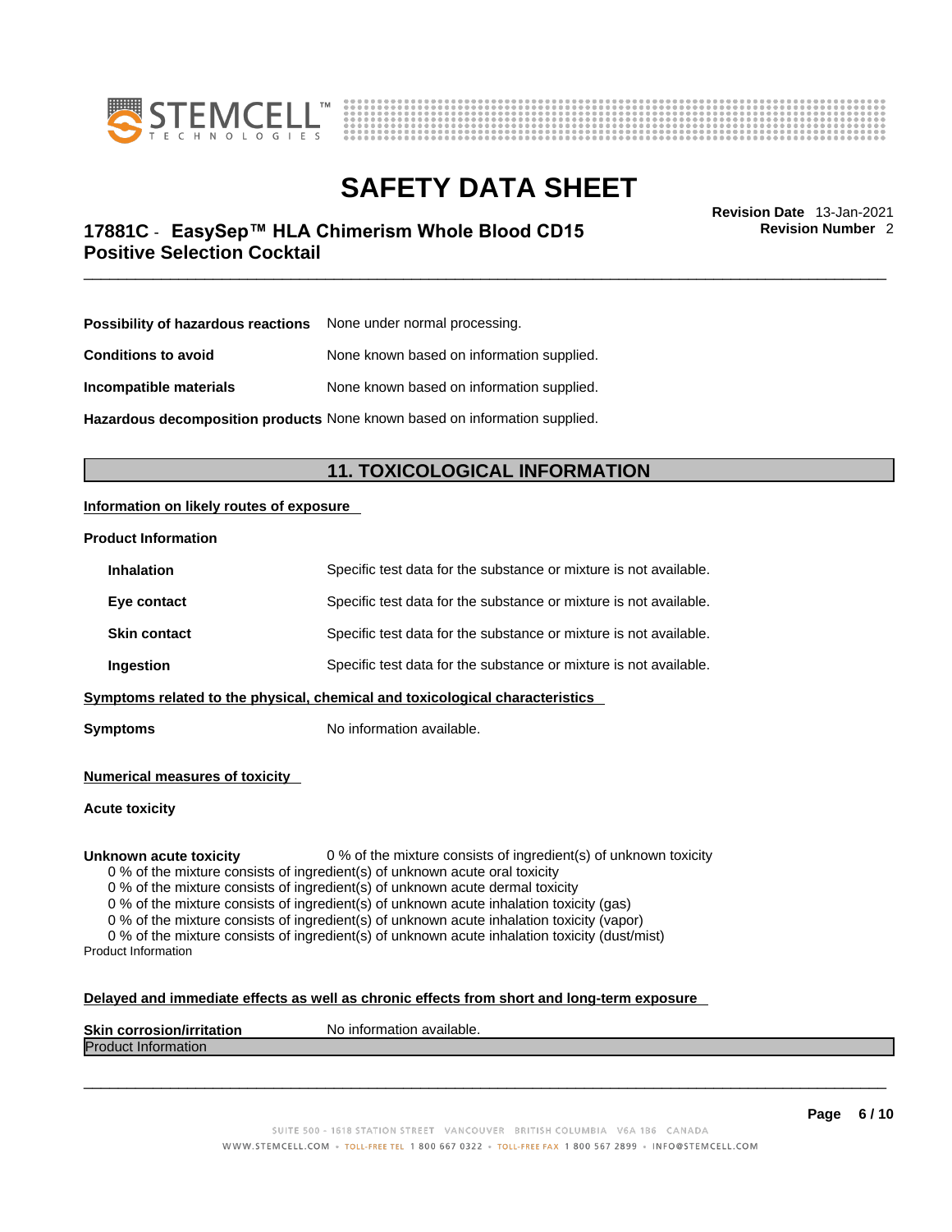| | |
|---|---|
| **Possibility of hazardous reactions** | None under normal processing. |
| **Conditions to avoid** | None known based on information supplied. |
| **Incompatible materials** | None known based on information supplied. |
| **Hazardous decomposition products** | None known based on information supplied. |

## 11. TOXICOLOGICAL INFORMATION

**Information on likely routes of exposure**

**Product Information**

| | |
|---|---|
| **Inhalation** | Specific test data for the substance or mixture is not available. |
| **Eye contact** | Specific test data for the substance or mixture is not available. |
| **Skin contact** | Specific test data for the substance or mixture is not available. |
| **Ingestion** | Specific test data for the substance or mixture is not available. |

**Symptoms related to the physical, chemical and toxicological characteristics**

**Symptoms** No information available.

**Numerical measures of toxicity**

**Acute toxicity**

**Unknown acute toxicity** 0 % of the mixture consists of ingredient(s) of unknown toxicity

0 % of the mixture consists of ingredient(s) of unknown acute oral toxicity
0 % of the mixture consists of ingredient(s) of unknown acute dermal toxicity
0 % of the mixture consists of ingredient(s) of unknown acute inhalation toxicity (gas)
0 % of the mixture consists of ingredient(s) of unknown acute inhalation toxicity (vapor)
0 % of the mixture consists of ingredient(s) of unknown acute inhalation toxicity (dust/mist)

Product Information

**Delayed and immediate effects as well as chronic effects from short and long-term exposure**

**Skin corrosion/irritation** No information available.

Product Information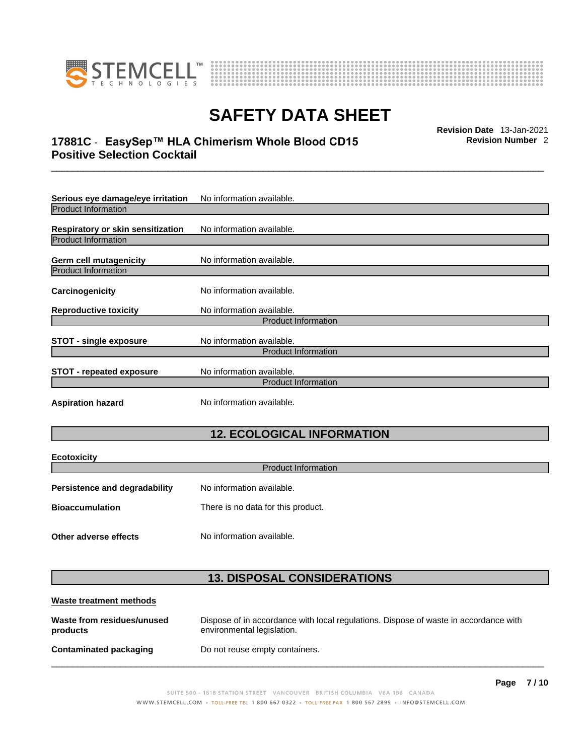**Serious eye damage/eye irritation** No information available.

Product Information

**Respiratory or skin sensitization** No information available.

Product Information

**Germ cell mutagenicity** No information available.

Product Information

**Carcinogenicity** No information available.

**Reproductive toxicity** No information available.

Product Information

**STOT - single exposure** No information available.

Product Information

**STOT - repeated exposure** No information available.

Product Information

**Aspiration hazard** No information available.

## 12. ECOLOGICAL INFORMATION

**Ecotoxicity**

Product Information

**Persistence and degradability** No information available.

**Bioaccumulation** There is no data for this product.

**Other adverse effects** No information available.

## 13. DISPOSAL CONSIDERATIONS

**Waste treatment methods**

**Waste from residues/unused products** Dispose of in accordance with local regulations. Dispose of waste in accordance with environmental legislation.

**Contaminated packaging** Do not reuse empty containers.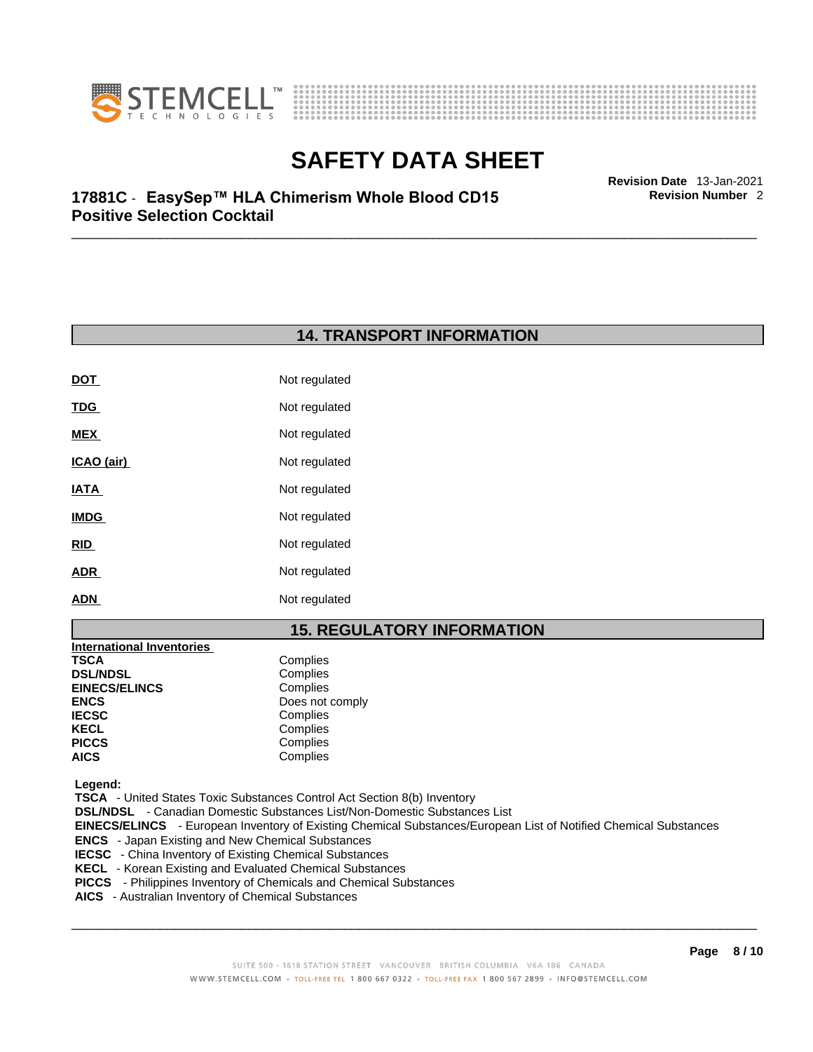## 14. TRANSPORT INFORMATION

| | |
|---|---|
| **DOT** | Not regulated |
| **TDG** | Not regulated |
| **MEX** | Not regulated |
| **ICAO (air)** | Not regulated |
| **IATA** | Not regulated |
| **IMDG** | Not regulated |
| **RID** | Not regulated |
| **ADR** | Not regulated |
| **ADN** | Not regulated |

## 15. REGULATORY INFORMATION

**International Inventories**

| | |
|---|---|
| **TSCA** | Complies |
| **DSL/NDSL** | Complies |
| **EINECS/ELINCS** | Complies |
| **ENCS** | Does not comply |
| **IECSC** | Complies |
| **KECL** | Complies |
| **PICCS** | Complies |
| **AICS** | Complies |

**Legend:**

**TSCA** - United States Toxic Substances Control Act Section 8(b) Inventory
**DSL/NDSL** - Canadian Domestic Substances List/Non-Domestic Substances List
**EINECS/ELINCS** - European Inventory of Existing Chemical Substances/European List of Notified Chemical Substances
**ENCS** - Japan Existing and New Chemical Substances
**IECSC** - China Inventory of Existing Chemical Substances
**KECL** - Korean Existing and Evaluated Chemical Substances
**PICCS** - Philippines Inventory of Chemicals and Chemical Substances
**AICS** - Australian Inventory of Chemical Substances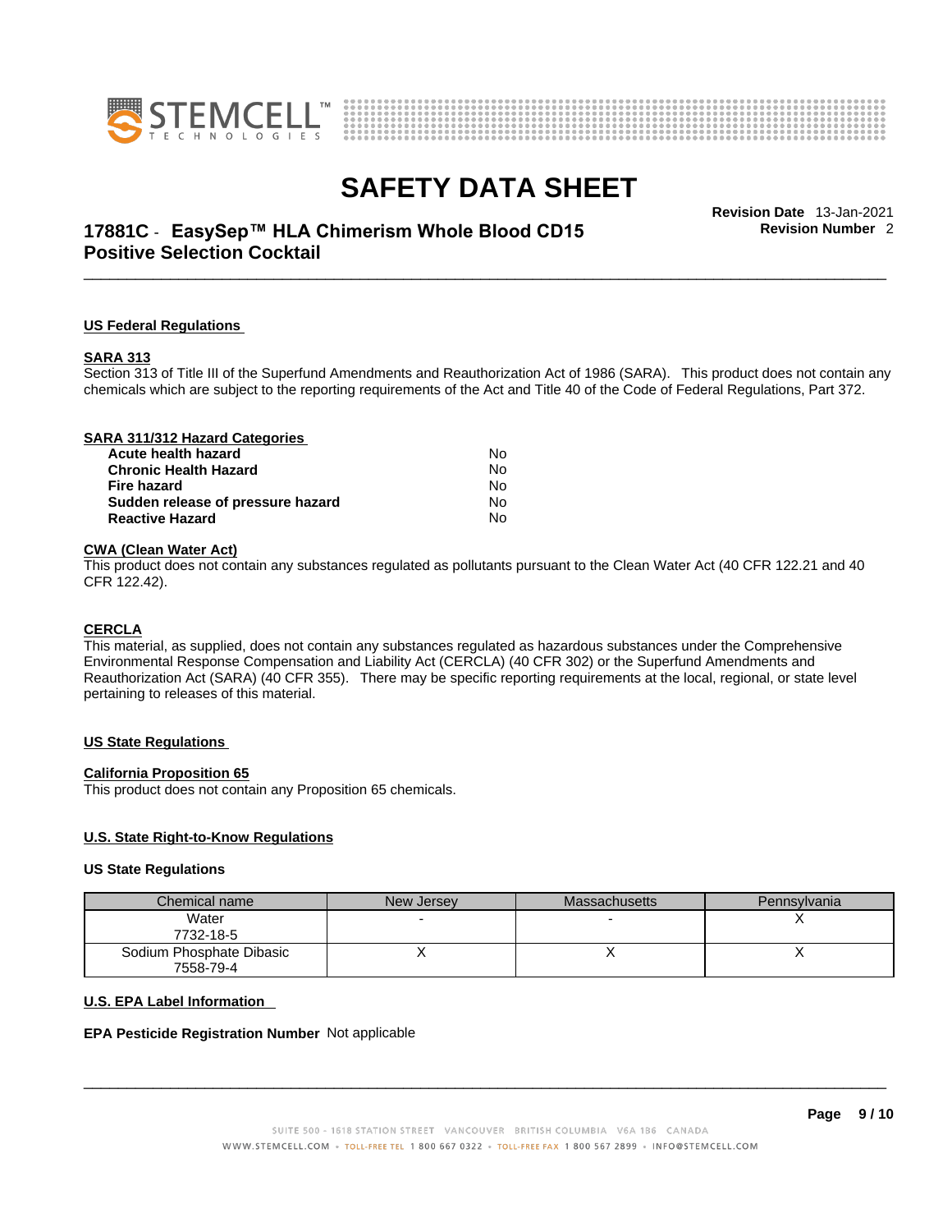## US Federal Regulations

### SARA 313

Section 313 of Title III of the Superfund Amendments and Reauthorization Act of 1986 (SARA). This product does not contain any chemicals which are subject to the reporting requirements of the Act and Title 40 of the Code of Federal Regulations, Part 372.

### SARA 311/312 Hazard Categories

| | |
|---|---|
| **Acute health hazard** | No |
| **Chronic Health Hazard** | No |
| **Fire hazard** | No |
| **Sudden release of pressure hazard** | No |
| **Reactive Hazard** | No |

### CWA (Clean Water Act)

This product does not contain any substances regulated as pollutants pursuant to the Clean Water Act (40 CFR 122.21 and 40 CFR 122.42).

### CERCLA

This material, as supplied, does not contain any substances regulated as hazardous substances under the Comprehensive Environmental Response Compensation and Liability Act (CERCLA) (40 CFR 302) or the Superfund Amendments and Reauthorization Act (SARA) (40 CFR 355). There may be specific reporting requirements at the local, regional, or state level pertaining to releases of this material.

## US State Regulations

### California Proposition 65

This product does not contain any Proposition 65 chemicals.

### U.S. State Right-to-Know Regulations

**US State Regulations**

| Chemical name | New Jersey | Massachusetts | Pennsylvania |
|---|---|---|---|
| Water<br>7732-18-5 | - | - | X |
| Sodium Phosphate Dibasic<br>7558-79-4 | X | X | X |

### U.S. EPA Label Information

**EPA Pesticide Registration Number** Not applicable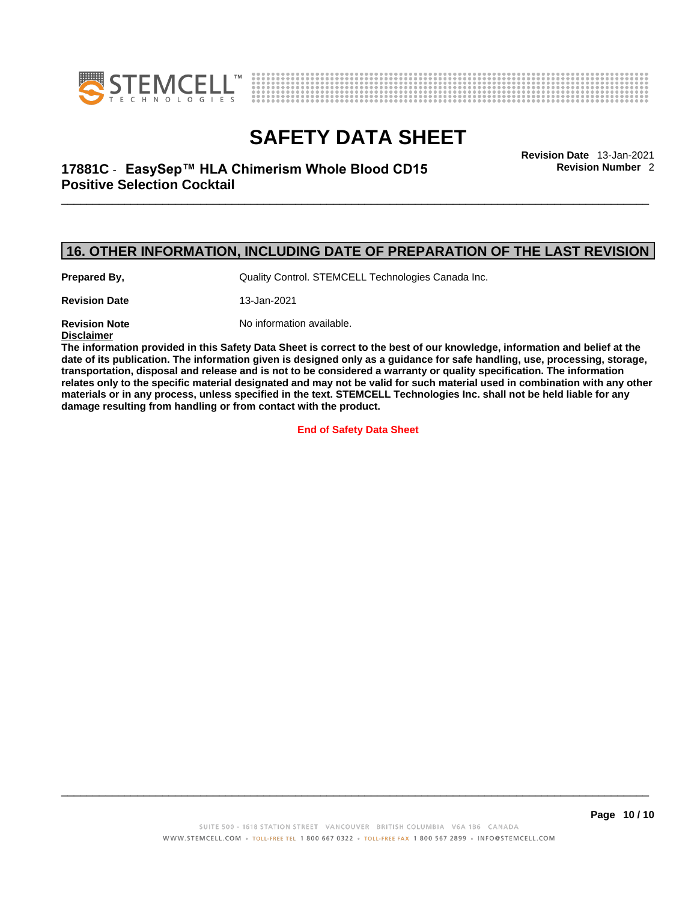# SAFETY DATA SHEET

**17881C - EasySep™ HLA Chimerism Whole Blood CD15 Positive Selection Cocktail**

**Revision Date** 13-Jan-2021
**Revision Number** 2

## 16. OTHER INFORMATION, INCLUDING DATE OF PREPARATION OF THE LAST REVISION

**Prepared By,** Quality Control. STEMCELL Technologies Canada Inc.

**Revision Date** 13-Jan-2021

**Revision Note** No information available.

**Disclaimer**

**The information provided in this Safety Data Sheet is correct to the best of our knowledge, information and belief at the date of its publication. The information given is designed only as a guidance for safe handling, use, processing, storage, transportation, disposal and release and is not to be considered a warranty or quality specification. The information relates only to the specific material designated and may not be valid for such material used in combination with any other materials or in any process, unless specified in the text. STEMCELL Technologies Inc. shall not be held liable for any damage resulting from handling or from contact with the product.**

**End of Safety Data Sheet**